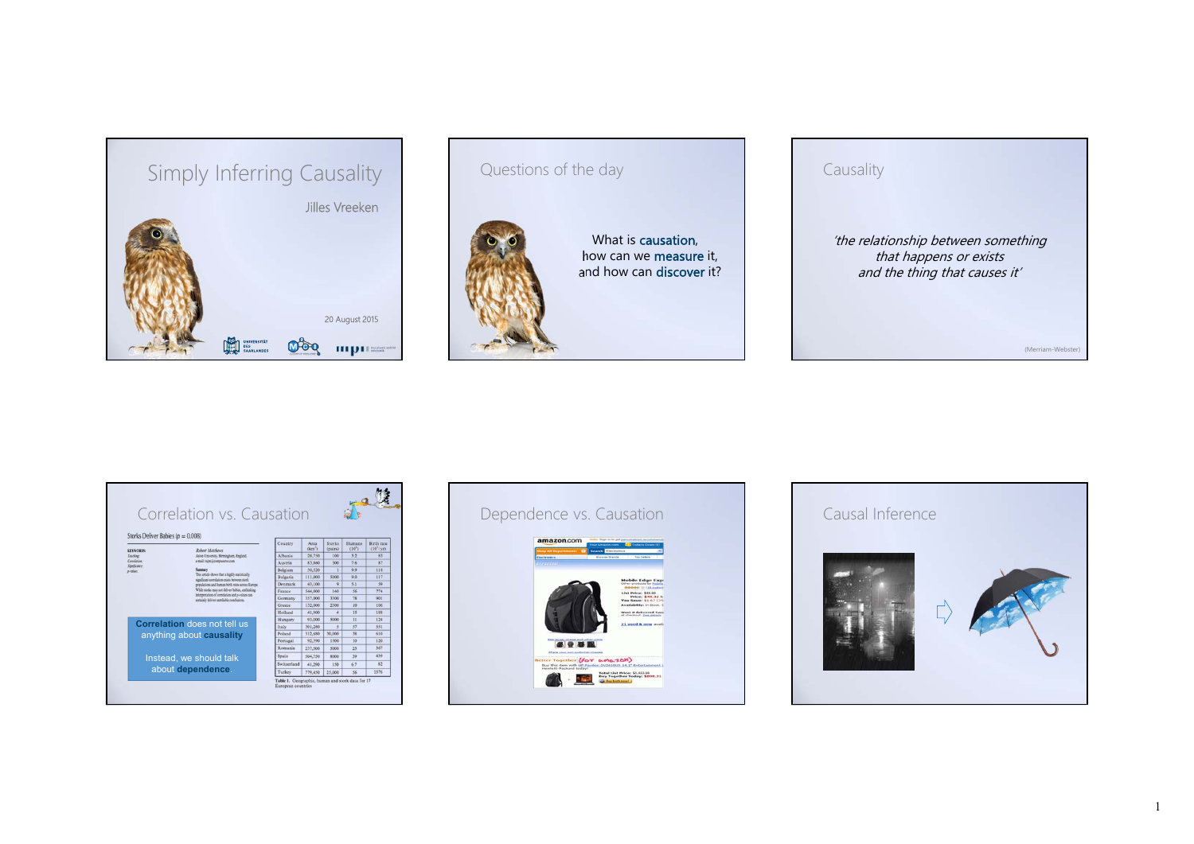# Simply Inferring Causality

Jilles Vreeken

20 August 2015

---

## Questions of the day

What is **causation**, how can we **measure** it, and how can **discover** it?

---

## Causality

*'the relationship between something that happens or exists and the thing that causes it'*

(Merriam-Webster)

---

## Correlation vs. Causation

Storks Deliver Babies ($p = 0.008$)

| Country | Area (km²) | Storks (pairs) | Humans ($10^6$) | Birth rate ($10^3$/yr) |
|---|---|---|---|---|
| Albania | 28,750 | 100 | 3.2 | 83 |
| Austria | 83,860 | 300 | 7.6 | 87 |
| Belgium | 30,520 | 1 | 9.9 | 118 |
| Bulgaria | 111,000 | 5000 | 9.0 | 117 |
| Denmark | 43,100 | 9 | 5.1 | 59 |
| France | 544,000 | 140 | 56 | 774 |
| Germany | 357,000 | 3300 | 78 | 901 |
| Greece | 132,000 | 2500 | 10 | 106 |
| Holland | 41,900 | 4 | 15 | 188 |
| Hungary | 93,000 | 5000 | 11 | 124 |
| Italy | 301,280 | 5 | 57 | 551 |
| Poland | 312,680 | 30,000 | 38 | 610 |
| Portugal | 92,390 | 1500 | 10 | 120 |
| Romania | 237,500 | 5000 | 23 | 367 |
| Spain | 504,750 | 8000 | 39 | 439 |
| Switzerland | 41,290 | 150 | 6.7 | 82 |
| Turkey | 779,450 | 25,000 | 56 | 1576 |

Table 1. Geographic, human and stork data for 17 European countries

**Correlation** does not tell us anything about **causality**

Instead, we should talk about **dependence**.

---

## Dependence vs. Causation

---

## Causal Inference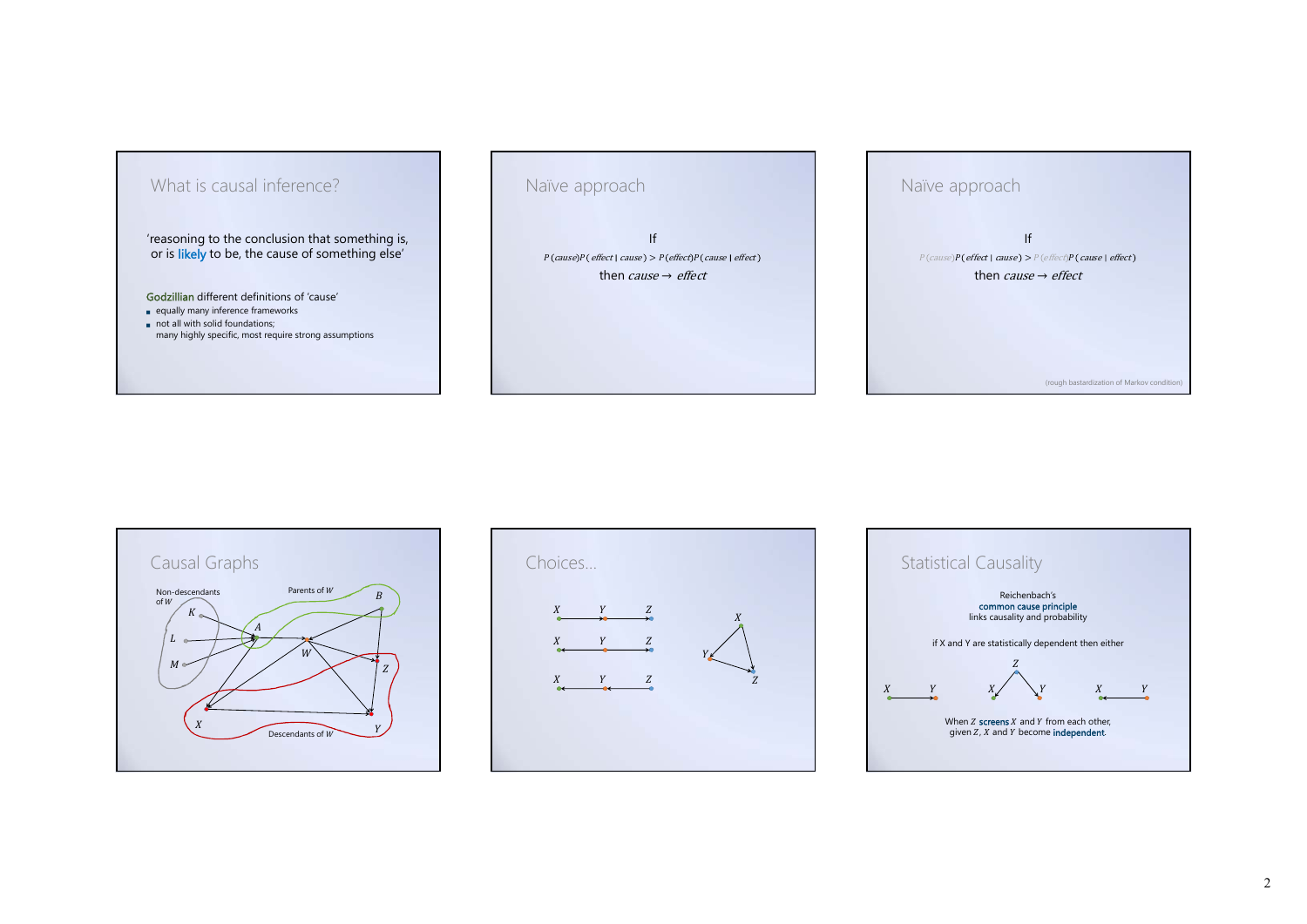## What is causal inference?

'reasoning to the conclusion that something is, or is likely to be, the cause of something else'

Godzillian different definitions of 'cause'

- equally many inference frameworks
- not all with solid foundations; many highly specific, most require strong assumptions

## Naïve approach

If

$P(cause)P(effect \mid cause) > P(effect)P(cause \mid effect)$

then $cause \rightarrow effect$

## Naïve approach

If

$P(cause)P(effect \mid cause) > P(effect)P(cause \mid effect)$

then $cause \rightarrow effect$

(rough bastardization of Markov condition)

## Causal Graphs

Non-descendants of $W$

Parents of $W$

Descendants of $W$

$K$, $L$, $M$, $A$, $B$, $W$, $Z$, $X$, $Y$

## Choices...

$X$ $Y$ $Z$

$X$ $Y$ $Z$

$X$ $Y$ $Z$

$X$ $Y$ $Z$

## Statistical Causality

Reichenbach's common cause principle links causality and probability

if X and Y are statistically dependent then either

$X \rightarrow Y$ $\quad X \leftarrow Z \rightarrow Y$ $\quad X \leftarrow Y$

When $Z$ screens $X$ and $Y$ from each other, given $Z$, $X$ and $Y$ become independent.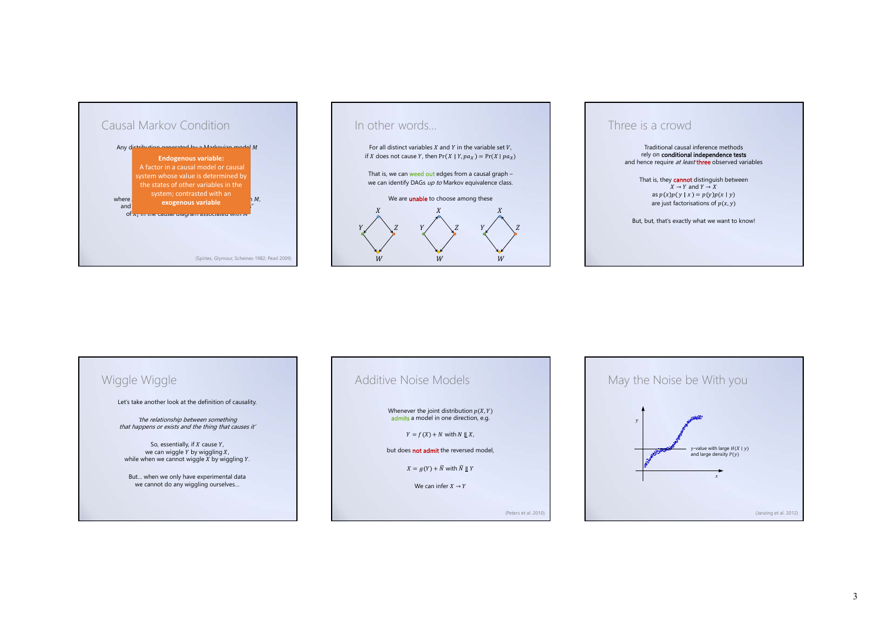## Causal Markov Condition

Any distribution generated by a Markovian model $M$

**Endogenous variable:**
A factor in a causal model or causal system whose value is determined by the states of other variables in the system; contrasted with an **exogenous variable**

where ... $M$,
and ...
of $x_i$ in the causal diagram associated with $M$

(Spirtes, Glymour, Scheines 1982; Pearl 2009)

## In other words...

For all distinct variables $X$ and $Y$ in the variable set $V$,
if $X$ does not cause $Y$, then $\Pr(X \mid Y, pa_X) = \Pr(X \mid pa_X)$

That is, we can weed out edges from a causal graph –
we can identify DAGs *up to* Markov equivalence class.

We are unable to choose among these

## Three is a crowd

Traditional causal inference methods
rely on **conditional independence tests**
and hence require *at least* three observed variables

That is, they cannot distinguish between
$X \rightarrow Y$ and $Y \rightarrow X$
as $p(x)p(y \mid x) = p(y)p(x \mid y)$
are just factorisations of $p(x, y)$

But, but, that's exactly what we want to know!

## Wiggle Wiggle

Let's take another look at the definition of causality.

*'the relationship between something that happens or exists and the thing that causes it'*

So, essentially, if $X$ cause $Y$,
we can wiggle $Y$ by wiggling $X$,
while when we cannot wiggle $X$ by wiggling $Y$.

But... when we only have experimental data
we cannot do any wiggling ourselves...

## Additive Noise Models

Whenever the joint distribution $p(X, Y)$
admits a model in one direction, e.g.

$Y = f(X) + N$ with $N \perp\!\!\!\perp X$,

but does not admit the reversed model,

$X = g(Y) + \tilde{N}$ with $\tilde{N} \perp\!\!\!\perp Y$

We can infer $X \rightarrow Y$

(Peters et al. 2010)

## May the Noise be With you

$y$-value with large $H(X \mid y)$
and large density $P(y)$

(Janzing et al. 2012)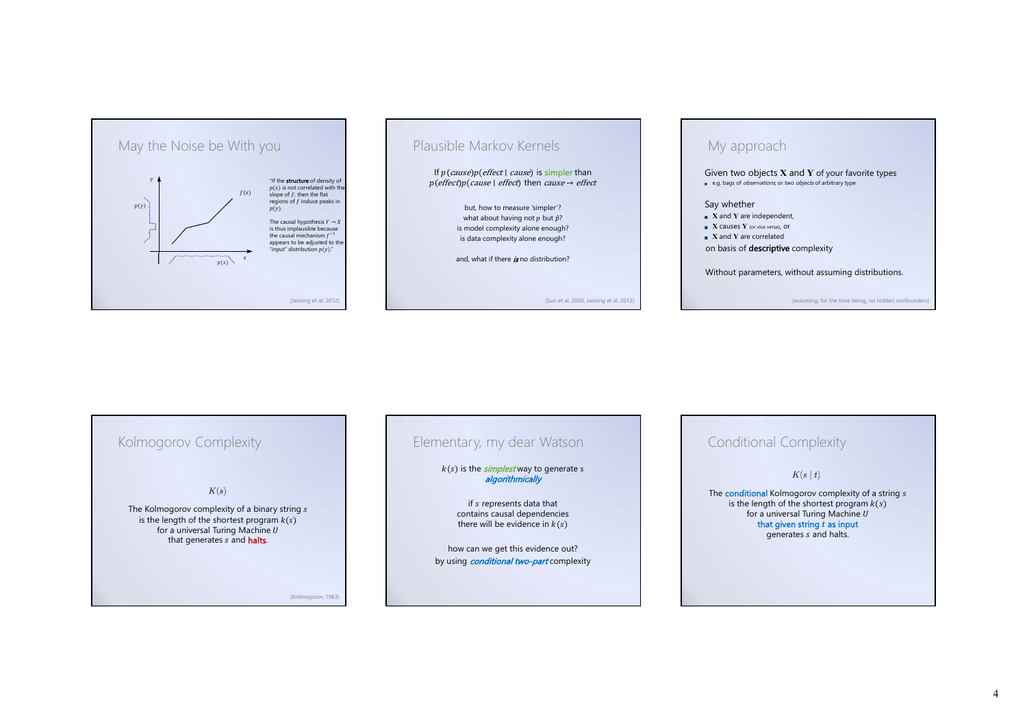## May the Noise be With you

"If the **structure** of density of $p(x)$ is not correlated with the slope of $f$, then the flat regions of $f$ induce peaks in $p(y)$.

The causal hypothesis $Y \rightarrow X$ is thus implausible because the causal mechanism $f^{-1}$ appears to be adjusted to the "input" distribution $p(y)$."

(Janzing et al. 2012)

## Plausible Markov Kernels

If $p(cause)p(effect \mid cause)$ is simpler than $p(effect)p(cause \mid effect)$ then $cause \rightarrow effect$

but, how to measure 'simpler'?
what about having not $p$ but $\hat{p}$?
is model complexity alone enough?
is data complexity alone enough?

and, what if there *is* no distribution?

(Sun et al. 2006, Janzing et al. 2012)

## My approach

Given two objects $\mathbf{X}$ and $\mathbf{Y}$ of your favorite types

- e.g. bags of *observations*, or two *objects* of arbitrary type

Say whether

- $\mathbf{X}$ and $\mathbf{Y}$ are independent,
- $\mathbf{X}$ causes $\mathbf{Y}$ (or vice versa), or
- $\mathbf{X}$ and $\mathbf{Y}$ are correlated

on basis of **descriptive** complexity

Without parameters, without assuming distributions.

(assuming, for the time being, no hidden confounders)

## Kolmogorov Complexity

$$K(s)$$

The Kolmogorov complexity of a binary string $s$ is the length of the shortest program $k(s)$ for a universal Turing Machine $U$ that generates $s$ and halts.

(Kolmogorov, 1963)

## Elementary, my dear Watson

$k(s)$ is the *simplest* way to generate $s$ *algorithmically*

if $s$ represents data that contains causal dependencies there will be evidence in $k(s)$

how can we get this evidence out?
by using *conditional two-part* complexity

## Conditional Complexity

$$K(s \mid t)$$

The conditional Kolmogorov complexity of a string $s$ is the length of the shortest program $k(s)$ for a universal Turing Machine $U$ that given string $t$ as input generates $s$ and halts.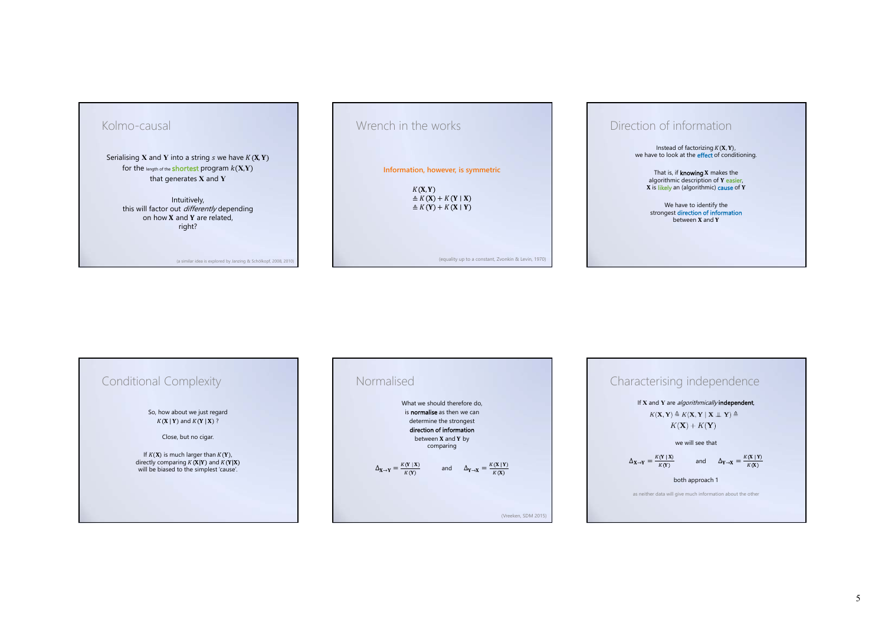## Kolmo-causal

Serialising $\mathbf{X}$ and $\mathbf{Y}$ into a string $s$ we have $K(\mathbf{X}, \mathbf{Y})$ for the length of the **shortest** program $k(\mathbf{X}, \mathbf{Y})$ that generates $\mathbf{X}$ and $\mathbf{Y}$

Intuitively, this will factor out *differently* depending on how $\mathbf{X}$ and $\mathbf{Y}$ are related, right?

(a similar idea is explored by Janzing & Schölkopf, 2008, 2010)

## Wrench in the works

**Information, however, is symmetric**

$$K(\mathbf{X}, \mathbf{Y})$$
$$\triangleq K(\mathbf{X}) + K(\mathbf{Y} \mid \mathbf{X})$$
$$\triangleq K(\mathbf{Y}) + K(\mathbf{X} \mid \mathbf{Y})$$

(equality up to a constant, Zvonkin & Levin, 1970)

## Direction of information

Instead of factorizing $K(\mathbf{X}, \mathbf{Y})$, we have to look at the **effect** of conditioning.

That is, if **knowing** $\mathbf{X}$ makes the algorithmic description of $\mathbf{Y}$ **easier**, $\mathbf{X}$ is **likely** an (algorithmic) **cause** of $\mathbf{Y}$

We have to identify the strongest **direction of information** between $\mathbf{X}$ and $\mathbf{Y}$

## Conditional Complexity

So, how about we just regard $K(\mathbf{X} \mid \mathbf{Y})$ and $K(\mathbf{Y} \mid \mathbf{X})$ ?

Close, but no cigar.

If $K(\mathbf{X})$ is much larger than $K(\mathbf{Y})$, directly comparing $K(\mathbf{X} \mid \mathbf{Y})$ and $K(\mathbf{Y} \mid \mathbf{X})$ will be biased to the simplest 'cause'.

## Normalised

What we should therefore do, is **normalise** as then we can determine the strongest **direction of information** between $\mathbf{X}$ and $\mathbf{Y}$ by comparing

$$\Delta_{\mathbf{X}\to\mathbf{Y}} = \frac{K(\mathbf{Y} \mid \mathbf{X})}{K(\mathbf{Y})} \quad \text{and} \quad \Delta_{\mathbf{Y}\to\mathbf{X}} = \frac{K(\mathbf{X} \mid \mathbf{Y})}{K(\mathbf{X})}$$

(Vreeken, SDM 2015)

## Characterising independence

If $\mathbf{X}$ and $\mathbf{Y}$ are *algorithmically* **independent**,

$$K(\mathbf{X}, \mathbf{Y}) \triangleq K(\mathbf{X}, \mathbf{Y} \mid \mathbf{X} \perp\!\!\!\perp \mathbf{Y}) \triangleq K(\mathbf{X}) + K(\mathbf{Y})$$

we will see that

$$\Delta_{\mathbf{X}\to\mathbf{Y}} = \frac{K(\mathbf{Y} \mid \mathbf{X})}{K(\mathbf{Y})} \quad \text{and} \quad \Delta_{\mathbf{Y}\to\mathbf{X}} = \frac{K(\mathbf{X} \mid \mathbf{Y})}{K(\mathbf{X})}$$

both approach 1

as neither data will give much information about the other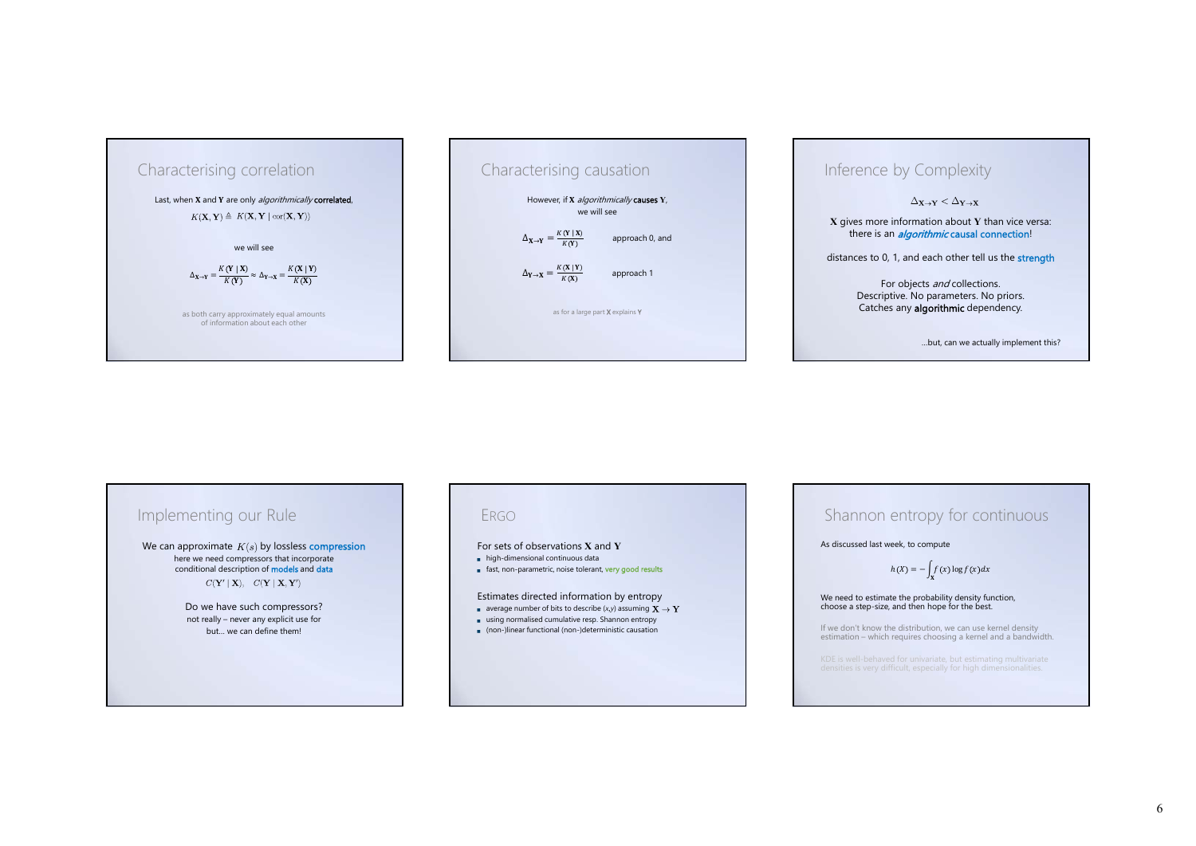## Characterising correlation

Last, when $\mathbf{X}$ and $\mathbf{Y}$ are only *algorithmically* **correlated**,

$$K(\mathbf{X},\mathbf{Y}) \triangleq K(\mathbf{X},\mathbf{Y} \mid \mathrm{cor}(\mathbf{X},\mathbf{Y}))$$

we will see

$$\Delta_{\mathbf{X}\to\mathbf{Y}} = \frac{K(\mathbf{Y} \mid \mathbf{X})}{K(\mathbf{Y})} \approx \Delta_{\mathbf{Y}\to\mathbf{X}} = \frac{K(\mathbf{X} \mid \mathbf{Y})}{K(\mathbf{X})}$$

as both carry approximately equal amounts of information about each other

## Characterising causation

However, if $\mathbf{X}$ *algorithmically* **causes** $\mathbf{Y}$, we will see

$$\Delta_{\mathbf{X}\to\mathbf{Y}} = \frac{K(\mathbf{Y} \mid \mathbf{X})}{K(\mathbf{Y})}$$ approach 0, and

$$\Delta_{\mathbf{Y}\to\mathbf{X}} = \frac{K(\mathbf{X} \mid \mathbf{Y})}{K(\mathbf{X})}$$ approach 1

as for a large part $\mathbf{X}$ explains $\mathbf{Y}$

## Inference by Complexity

$$\Delta_{\mathbf{X}\to\mathbf{Y}} < \Delta_{\mathbf{Y}\to\mathbf{X}}$$

$\mathbf{X}$ gives more information about $\mathbf{Y}$ than vice versa: there is an ***algorithmic* causal connection**!

distances to 0, 1, and each other tell us the **strength**

For objects *and* collections.
Descriptive. No parameters. No priors.
Catches any **algorithmic** dependency.

…but, can we actually implement this?

## Implementing our Rule

We can approximate $K(s)$ by lossless **compression**

here we need compressors that incorporate conditional description of **models** and **data**

$$C(\mathbf{Y}' \mid \mathbf{X}), \quad C(\mathbf{Y} \mid \mathbf{X}, \mathbf{Y}')$$

Do we have such compressors?
not really – never any explicit use for
but… we can define them!

## ERGO

For sets of observations $\mathbf{X}$ and $\mathbf{Y}$

- high-dimensional continuous data
- fast, non-parametric, noise tolerant, very good results

Estimates directed information by entropy

- average number of bits to describe $(x,y)$ assuming $\mathbf{X} \to \mathbf{Y}$
- using normalised cumulative resp. Shannon entropy
- (non-)linear functional (non-)deterministic causation

## Shannon entropy for continuous

As discussed last week, to compute

$$h(X) = -\int_{\mathbf{X}} f(x) \log f(x) dx$$

We need to estimate the probability density function, choose a step-size, and then hope for the best.

If we don't know the distribution, we can use kernel density estimation – which requires choosing a kernel and a bandwidth.

KDE is well-behaved for univariate, but estimating multivariate densities is very difficult, especially for high dimensionalities.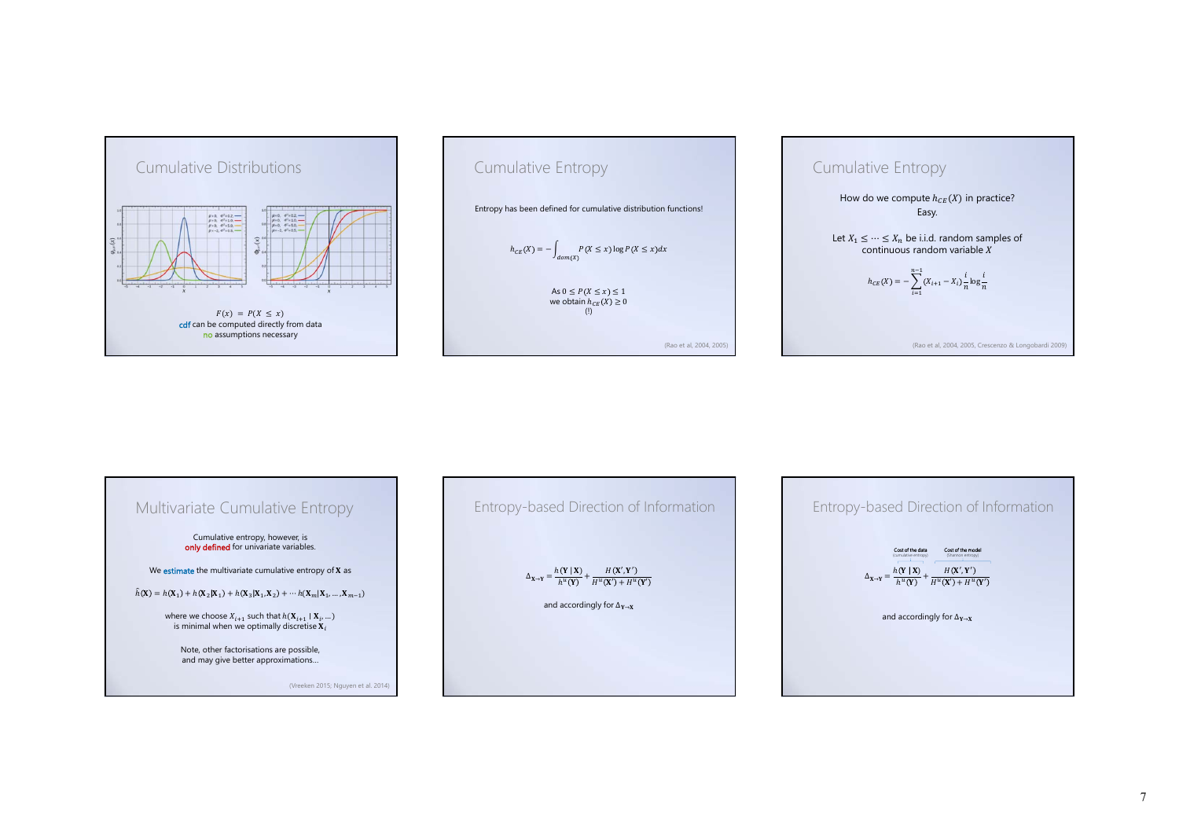## Cumulative Distributions

$F(x) = P(X \leq x)$

cdf can be computed directly from data

no assumptions necessary

## Cumulative Entropy

Entropy has been defined for cumulative distribution functions!

$$h_{CE}(X) = -\int_{dom(X)} P(X \leq x) \log P(X \leq x) dx$$

As $0 \leq P(X \leq x) \leq 1$
we obtain $h_{CE}(X) \geq 0$
(!)

(Rao et al, 2004, 2005)

## Cumulative Entropy

How do we compute $h_{CE}(X)$ in practice?
Easy.

Let $X_1 \leq \cdots \leq X_n$ be i.i.d. random samples of continuous random variable $X$

$$h_{CE}(X) = -\sum_{i=1}^{n-1} (X_{i+1} - X_i) \frac{i}{n} \log \frac{i}{n}$$

(Rao et al, 2004, 2005, Crescenzo & Longobardi 2009)

## Multivariate Cumulative Entropy

Cumulative entropy, however, is **only defined** for univariate variables.

We **estimate** the multivariate cumulative entropy of $\mathbf{X}$ as

$$\hat{h}(\mathbf{X}) = h(\mathbf{X}_1) + h(\mathbf{X}_2|\mathbf{X}_1) + h(\mathbf{X}_3|\mathbf{X}_1, \mathbf{X}_2) + \cdots h(\mathbf{X}_m|\mathbf{X}_1, \ldots, \mathbf{X}_{m-1})$$

where we choose $X_{i+1}$ such that $h(\mathbf{X}_{i+1} \mid \mathbf{X}_i, \ldots)$ is minimal when we optimally discretise $\mathbf{X}_i$

Note, other factorisations are possible, and may give better approximations…

(Vreeken 2015; Nguyen et al. 2014)

## Entropy-based Direction of Information

$$\Delta_{\mathbf{X} \to \mathbf{Y}} = \frac{h(\mathbf{Y} \mid \mathbf{X})}{h^u(\mathbf{Y})} + \frac{H(\mathbf{X}', \mathbf{Y}')}{H^u(\mathbf{X}') + H^u(\mathbf{Y}')}$$

and accordingly for $\Delta_{\mathbf{Y} \to \mathbf{X}}$

## Entropy-based Direction of Information

Cost of the data (cumulative entropy); Cost of the model (Shannon entropy)

$$\Delta_{\mathbf{X} \to \mathbf{Y}} = \frac{h(\mathbf{Y} \mid \mathbf{X})}{h^u(\mathbf{Y})} + \frac{H(\mathbf{X}', \mathbf{Y}')}{H^u(\mathbf{X}') + H^u(\mathbf{Y}')}$$

and accordingly for $\Delta_{\mathbf{Y} \to \mathbf{X}}$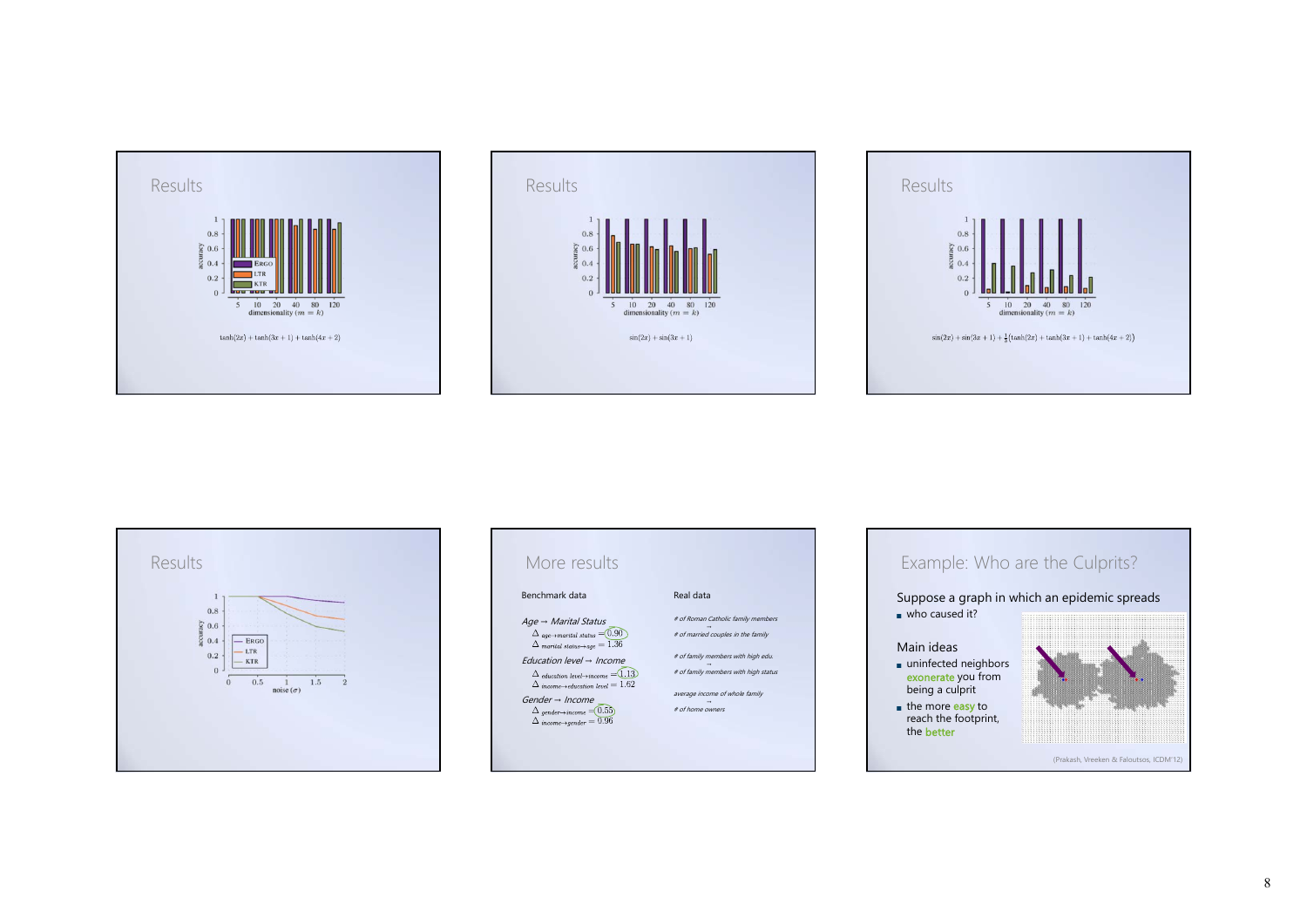## Results

$\tanh(2x) + \tanh(3x+1) + \tanh(4x+2)$

## Results

$\sin(2x) + \sin(3x+1)$

## Results

$\sin(2x) + \sin(3x+1) + \frac{1}{5}(\tanh(2x) + \tanh(3x+1) + \tanh(4x+2))$

## Results

## More results

Benchmark data

*Age → Marital Status*

$\Delta_{age \to marital\ status} = 0.90$

$\Delta_{marital\ status \to age} = 1.36$

*Education level → Income*

$\Delta_{education\ level \to income} = 1.13$

$\Delta_{income \to education\ level} = 1.62$

*Gender → Income*

$\Delta_{gender \to income} = 0.55$

$\Delta_{income \to gender} = 0.96$

Real data

*# of Roman Catholic family members → # of married couples in the family*

*# of family members with high edu. → # of family members with high status*

*average income of whole family → # of home owners*

## Example: Who are the Culprits?

Suppose a graph in which an epidemic spreads

- who caused it?

Main ideas

- uninfected neighbors exonerate you from being a culprit
- the more easy to reach the footprint, the better

(Prakash, Vreeken & Faloutsos, ICDM'12)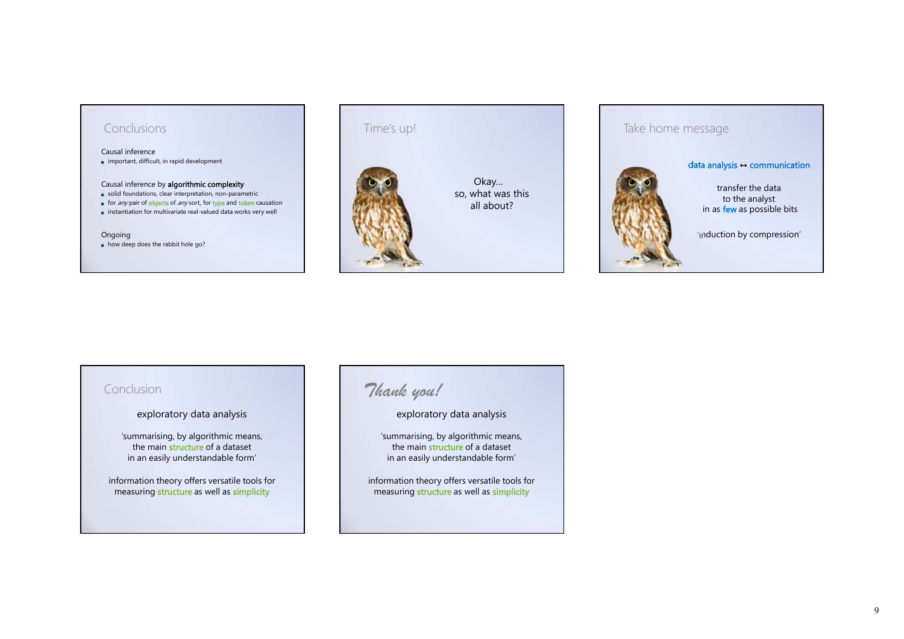## Conclusions

Causal inference
- important, difficult, in rapid development

Causal inference by **algorithmic complexity**
- solid foundations, clear interpretation, non-parametric
- for *any* pair of objects of *any* sort, for type and token causation
- instantiation for multivariate real-valued data works very well

Ongoing
- how deep does the rabbit hole go?

## Time's up!

Okay…
so, what was this
all about?

## Take home message

data analysis ↔ communication

transfer the data
to the analyst
in as few as possible bits

'induction by compression'

## Conclusion

exploratory data analysis

'summarising, by algorithmic means,
the main structure of a dataset
in an easily understandable form'

information theory offers versatile tools for
measuring structure as well as simplicity

## *Thank you!*

exploratory data analysis

'summarising, by algorithmic means,
the main structure of a dataset
in an easily understandable form'

information theory offers versatile tools for
measuring structure as well as simplicity